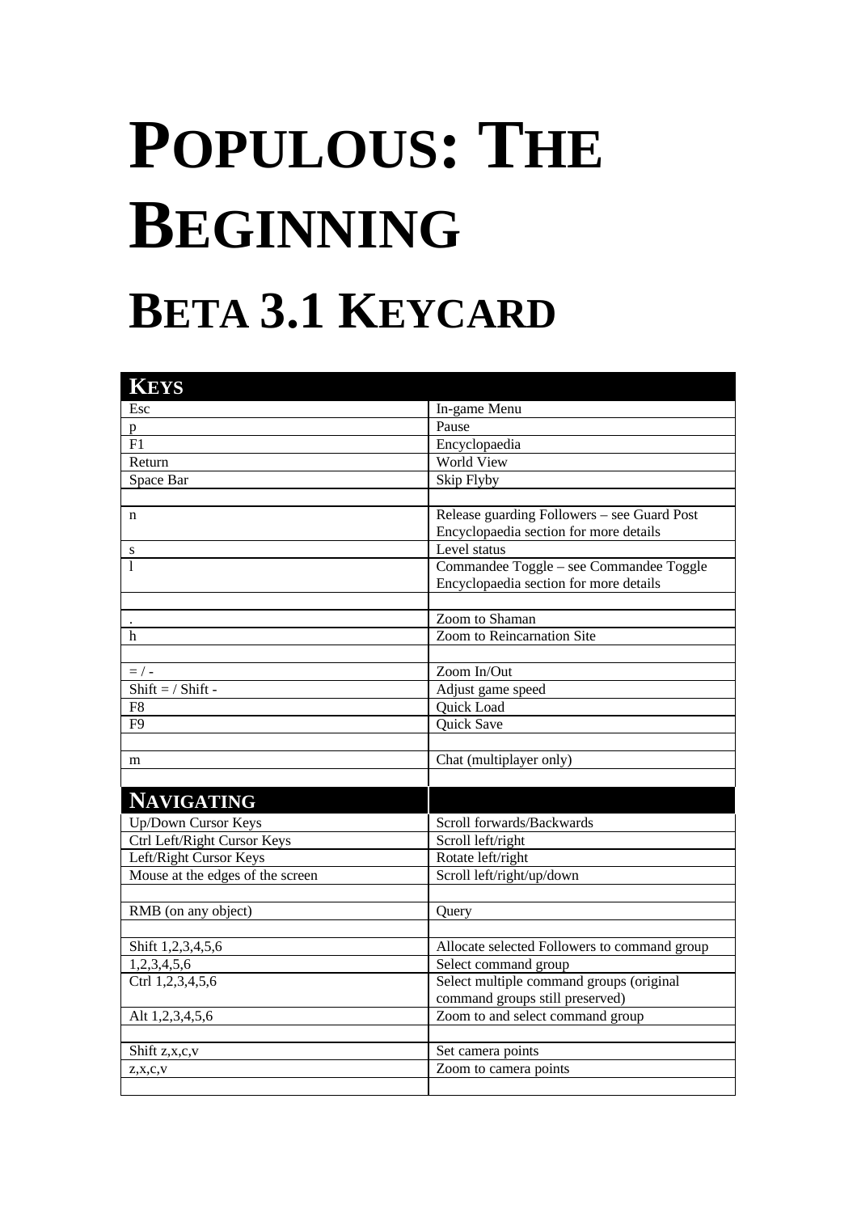# POPULOUS: THE BEGINNING

## BETA 3.1 KEYCARD

| KEYS | |
|---|---|
| Esc | In-game Menu |
| p | Pause |
| F1 | Encyclopaedia |
| Return | World View |
| Space Bar | Skip Flyby |
| | |
| n | Release guarding Followers – see Guard Post Encyclopaedia section for more details |
| s | Level status |
| l | Commandee Toggle – see Commandee Toggle Encyclopaedia section for more details |
| | |
| . | Zoom to Shaman |
| h | Zoom to Reincarnation Site |
| | |
| = / - | Zoom In/Out |
| Shift = / Shift - | Adjust game speed |
| F8 | Quick Load |
| F9 | Quick Save |
| | |
| m | Chat (multiplayer only) |
| | |

| NAVIGATING | |
|---|---|
| Up/Down Cursor Keys | Scroll forwards/Backwards |
| Ctrl Left/Right Cursor Keys | Scroll left/right |
| Left/Right Cursor Keys | Rotate left/right |
| Mouse at the edges of the screen | Scroll left/right/up/down |
| | |
| RMB (on any object) | Query |
| | |
| Shift 1,2,3,4,5,6 | Allocate selected Followers to command group |
| 1,2,3,4,5,6 | Select command group |
| Ctrl 1,2,3,4,5,6 | Select multiple command groups (original command groups still preserved) |
| Alt 1,2,3,4,5,6 | Zoom to and select command group |
| | |
| Shift z,x,c,v | Set camera points |
| z,x,c,v | Zoom to camera points |
| | |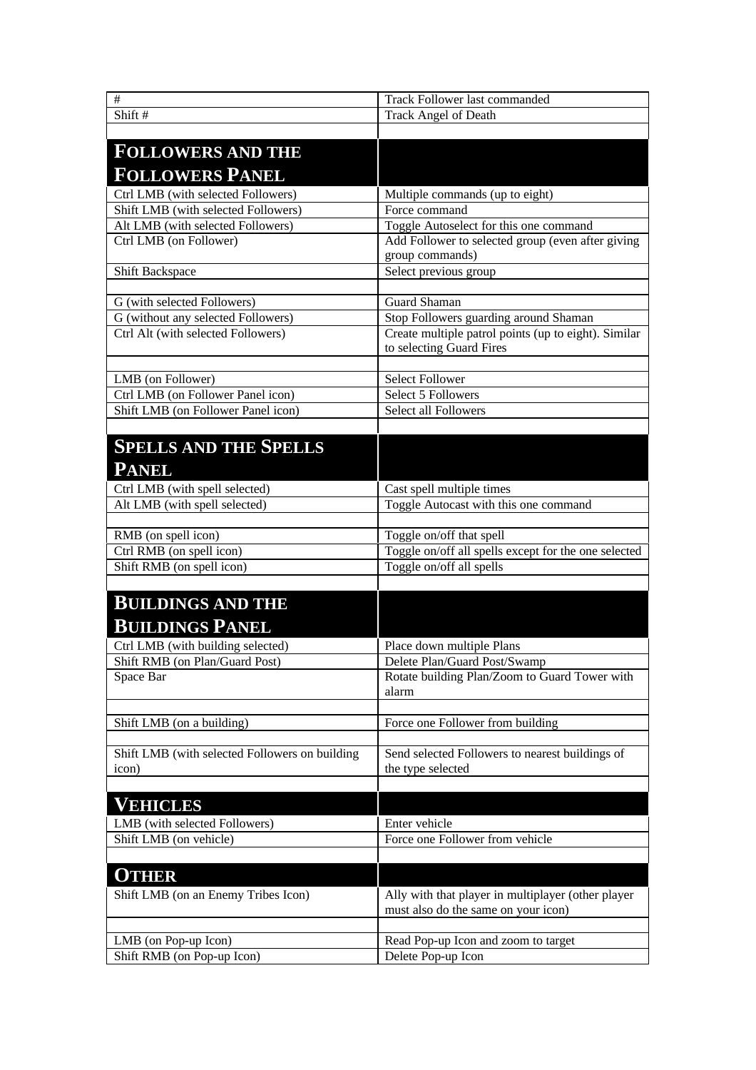| | |
|---|---|
| # | Track Follower last commanded |
| Shift # | Track Angel of Death |
| | |
| **FOLLOWERS AND THE FOLLOWERS PANEL** | |
| Ctrl LMB (with selected Followers) | Multiple commands (up to eight) |
| Shift LMB (with selected Followers) | Force command |
| Alt LMB (with selected Followers) | Toggle Autoselect for this one command |
| Ctrl LMB (on Follower) | Add Follower to selected group (even after giving group commands) |
| Shift Backspace | Select previous group |
| | |
| G (with selected Followers) | Guard Shaman |
| G (without any selected Followers) | Stop Followers guarding around Shaman |
| Ctrl Alt (with selected Followers) | Create multiple patrol points (up to eight). Similar to selecting Guard Fires |
| | |
| LMB (on Follower) | Select Follower |
| Ctrl LMB (on Follower Panel icon) | Select 5 Followers |
| Shift LMB (on Follower Panel icon) | Select all Followers |
| | |
| **SPELLS AND THE SPELLS PANEL** | |
| Ctrl LMB (with spell selected) | Cast spell multiple times |
| Alt LMB (with spell selected) | Toggle Autocast with this one command |
| | |
| RMB (on spell icon) | Toggle on/off that spell |
| Ctrl RMB (on spell icon) | Toggle on/off all spells except for the one selected |
| Shift RMB (on spell icon) | Toggle on/off all spells |
| | |
| **BUILDINGS AND THE BUILDINGS PANEL** | |
| Ctrl LMB (with building selected) | Place down multiple Plans |
| Shift RMB (on Plan/Guard Post) | Delete Plan/Guard Post/Swamp |
| Space Bar | Rotate building Plan/Zoom to Guard Tower with alarm |
| | |
| Shift LMB (on a building) | Force one Follower from building |
| | |
| Shift LMB (with selected Followers on building icon) | Send selected Followers to nearest buildings of the type selected |
| | |
| **VEHICLES** | |
| LMB (with selected Followers) | Enter vehicle |
| Shift LMB (on vehicle) | Force one Follower from vehicle |
| | |
| **OTHER** | |
| Shift LMB (on an Enemy Tribes Icon) | Ally with that player in multiplayer (other player must also do the same on your icon) |
| | |
| LMB (on Pop-up Icon) | Read Pop-up Icon and zoom to target |
| Shift RMB (on Pop-up Icon) | Delete Pop-up Icon |